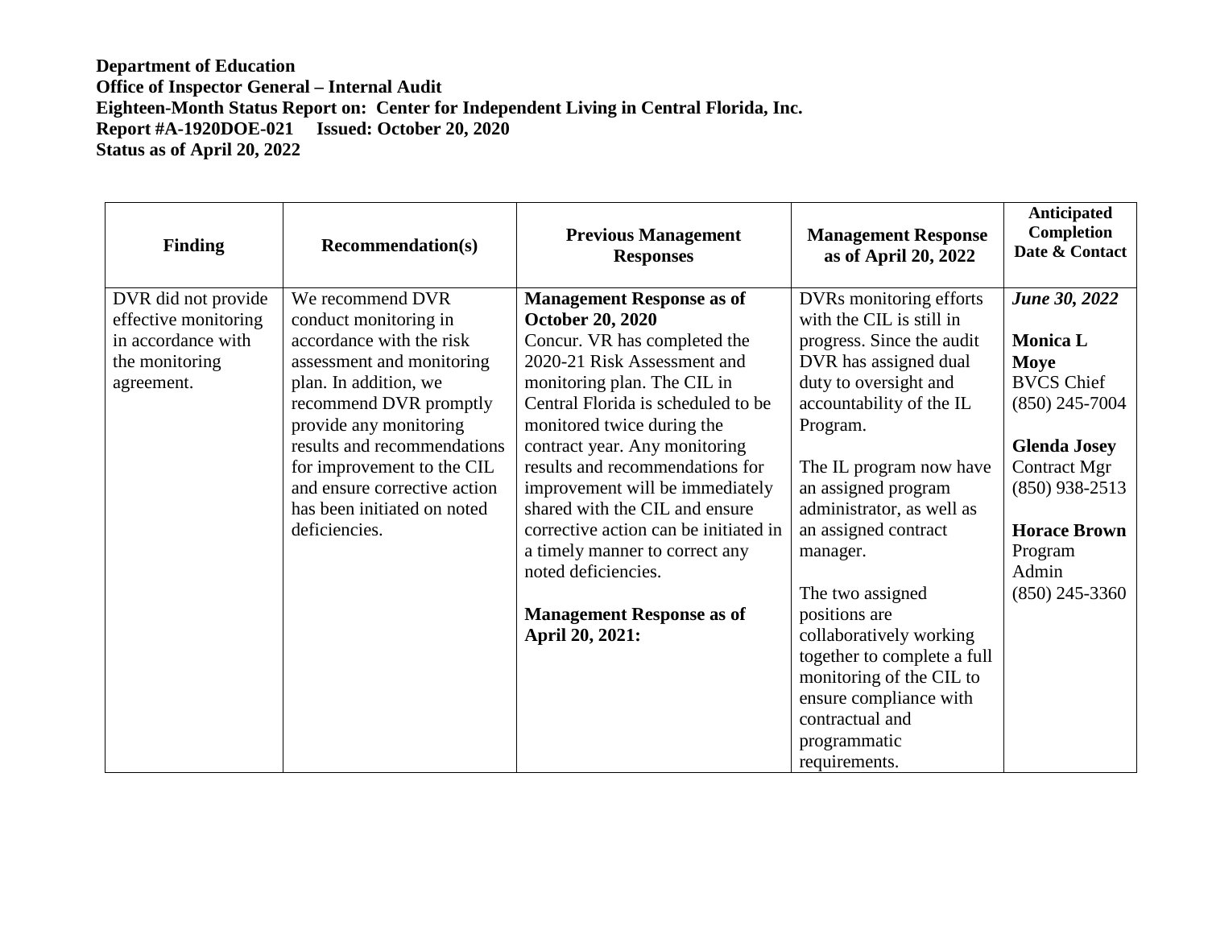**Department of Education**
**Office of Inspector General – Internal Audit**
**Eighteen-Month Status Report on: Center for Independent Living in Central Florida, Inc.**
**Report #A-1920DOE-021 Issued: October 20, 2020**
**Status as of April 20, 2022**

| Finding | Recommendation(s) | Previous Management Responses | Management Response as of April 20, 2022 | Anticipated Completion Date & Contact |
|---|---|---|---|---|
| DVR did not provide effective monitoring in accordance with the monitoring agreement. | We recommend DVR conduct monitoring in accordance with the risk assessment and monitoring plan. In addition, we recommend DVR promptly provide any monitoring results and recommendations for improvement to the CIL and ensure corrective action has been initiated on noted deficiencies. | **Management Response as of October 20, 2020**<br>Concur. VR has completed the 2020-21 Risk Assessment and monitoring plan. The CIL in Central Florida is scheduled to be monitored twice during the contract year. Any monitoring results and recommendations for improvement will be immediately shared with the CIL and ensure corrective action can be initiated in a timely manner to correct any noted deficiencies.<br><br>**Management Response as of April 20, 2021:** | DVRs monitoring efforts with the CIL is still in progress. Since the audit DVR has assigned dual duty to oversight and accountability of the IL Program.<br><br>The IL program now have an assigned program administrator, as well as an assigned contract manager.<br><br>The two assigned positions are collaboratively working together to complete a full monitoring of the CIL to ensure compliance with contractual and programmatic requirements. | ***June 30, 2022***<br><br>**Monica L Moye**<br>BVCS Chief<br>(850) 245-7004<br><br>**Glenda Josey**<br>Contract Mgr<br>(850) 938-2513<br><br>**Horace Brown**<br>Program Admin<br>(850) 245-3360 |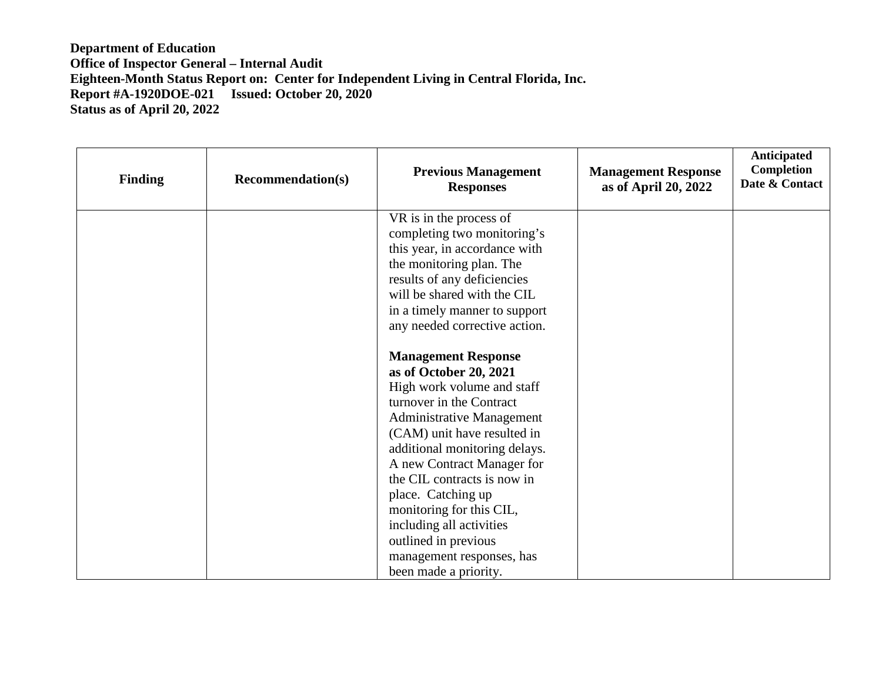**Department of Education**
**Office of Inspector General – Internal Audit**
**Eighteen-Month Status Report on: Center for Independent Living in Central Florida, Inc.**
**Report #A-1920DOE-021 Issued: October 20, 2020**
**Status as of April 20, 2022**

| Finding | Recommendation(s) | Previous Management Responses | Management Response as of April 20, 2022 | Anticipated Completion Date & Contact |
|---|---|---|---|---|
| | | VR is in the process of completing two monitoring's this year, in accordance with the monitoring plan. The results of any deficiencies will be shared with the CIL in a timely manner to support any needed corrective action.<br><br>**Management Response as of October 20, 2021**<br>High work volume and staff turnover in the Contract Administrative Management (CAM) unit have resulted in additional monitoring delays. A new Contract Manager for the CIL contracts is now in place. Catching up monitoring for this CIL, including all activities outlined in previous management responses, has been made a priority. | | |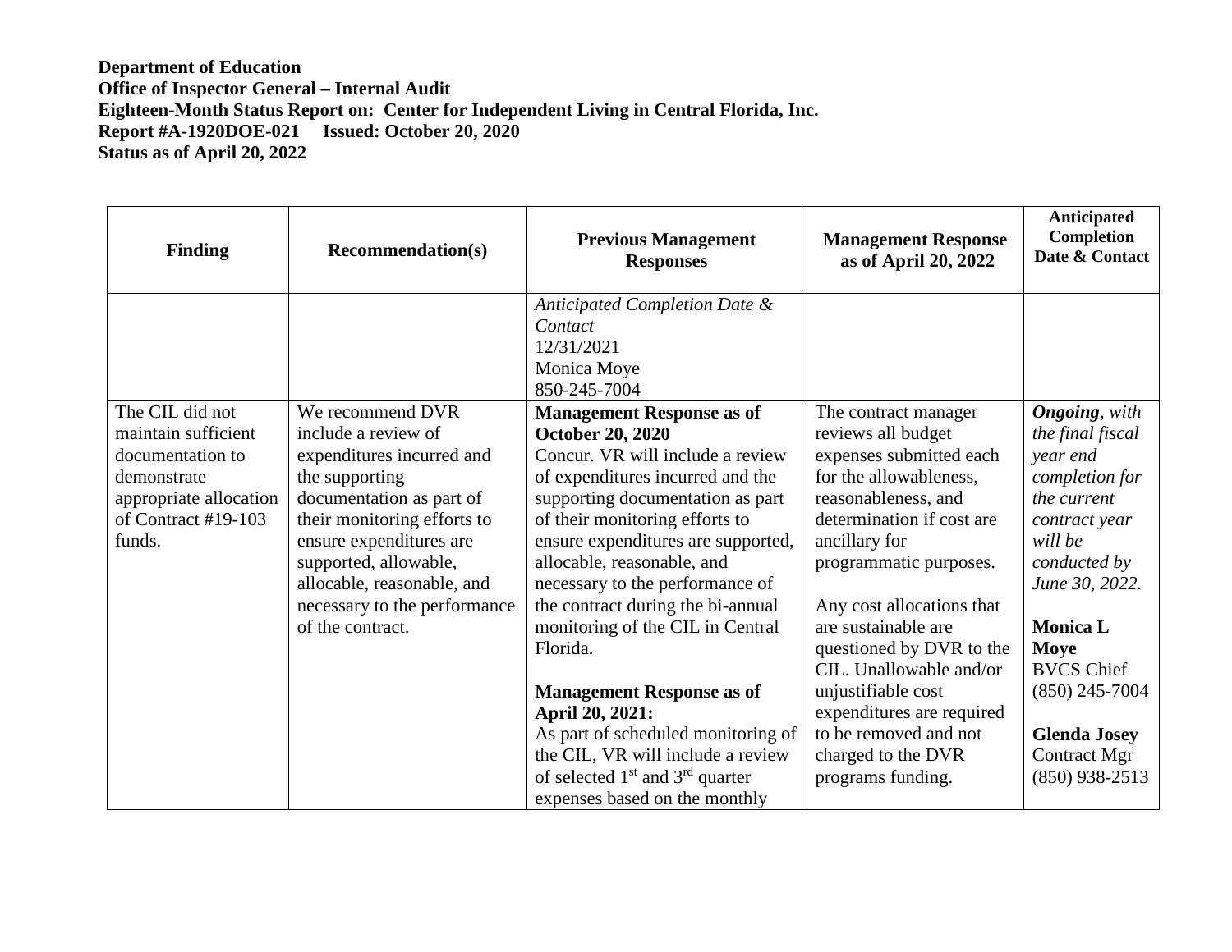**Department of Education**
**Office of Inspector General – Internal Audit**
**Eighteen-Month Status Report on: Center for Independent Living in Central Florida, Inc.**
**Report #A-1920DOE-021 Issued: October 20, 2020**
**Status as of April 20, 2022**

| Finding | Recommendation(s) | Previous Management Responses | Management Response as of April 20, 2022 | Anticipated Completion Date & Contact |
|---|---|---|---|---|
| | | *Anticipated Completion Date & Contact*<br>12/31/2021<br>Monica Moye<br>850-245-7004 | | |
| The CIL did not maintain sufficient documentation to demonstrate appropriate allocation of Contract #19-103 funds. | We recommend DVR include a review of expenditures incurred and the supporting documentation as part of their monitoring efforts to ensure expenditures are supported, allowable, allocable, reasonable, and necessary to the performance of the contract. | **Management Response as of October 20, 2020**<br>Concur. VR will include a review of expenditures incurred and the supporting documentation as part of their monitoring efforts to ensure expenditures are supported, allocable, reasonable, and necessary to the performance of the contract during the bi-annual monitoring of the CIL in Central Florida.<br><br>**Management Response as of April 20, 2021:**<br>As part of scheduled monitoring of the CIL, VR will include a review of selected 1st and 3rd quarter expenses based on the monthly | The contract manager reviews all budget expenses submitted each for the allowableness, reasonableness, and determination if cost are ancillary for programmatic purposes.<br><br>Any cost allocations that are sustainable are questioned by DVR to the CIL. Unallowable and/or unjustifiable cost expenditures are required to be removed and not charged to the DVR programs funding. | ***Ongoing****, with the final fiscal year end completion for the current contract year will be conducted by June 30, 2022.*<br><br>**Monica L Moye**<br>BVCS Chief<br>(850) 245-7004<br><br>**Glenda Josey**<br>Contract Mgr<br>(850) 938-2513 |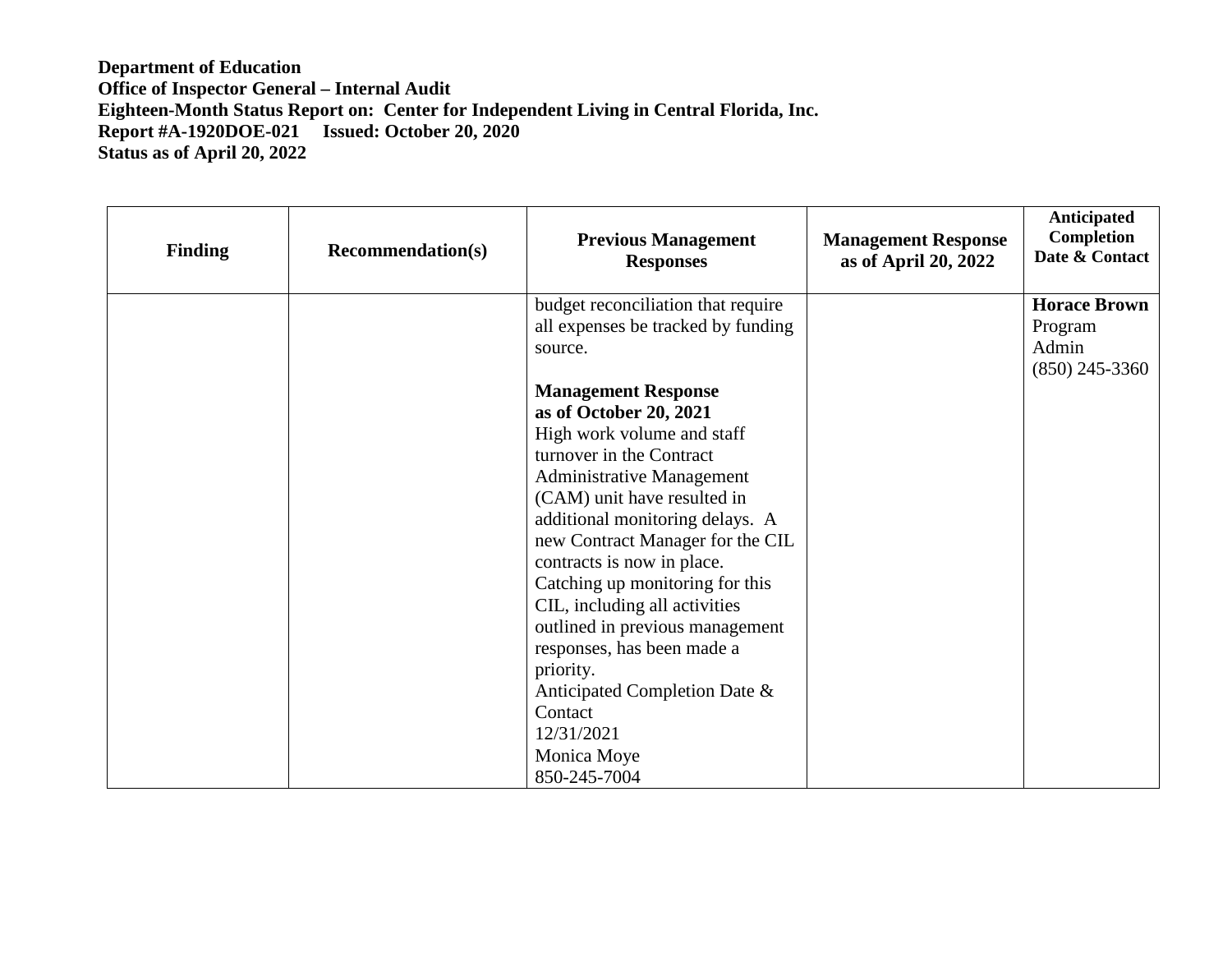**Department of Education**
**Office of Inspector General – Internal Audit**
**Eighteen-Month Status Report on: Center for Independent Living in Central Florida, Inc.**
**Report #A-1920DOE-021 Issued: October 20, 2020**
**Status as of April 20, 2022**

| Finding | Recommendation(s) | Previous Management Responses | Management Response as of April 20, 2022 | Anticipated Completion Date & Contact |
|---|---|---|---|---|
| | | budget reconciliation that require all expenses be tracked by funding source.<br><br>**Management Response as of October 20, 2021**<br>High work volume and staff turnover in the Contract Administrative Management (CAM) unit have resulted in additional monitoring delays. A new Contract Manager for the CIL contracts is now in place. Catching up monitoring for this CIL, including all activities outlined in previous management responses, has been made a priority.<br>Anticipated Completion Date & Contact<br>12/31/2021<br>Monica Moye<br>850-245-7004 | | **Horace Brown**<br>Program Admin<br>(850) 245-3360 |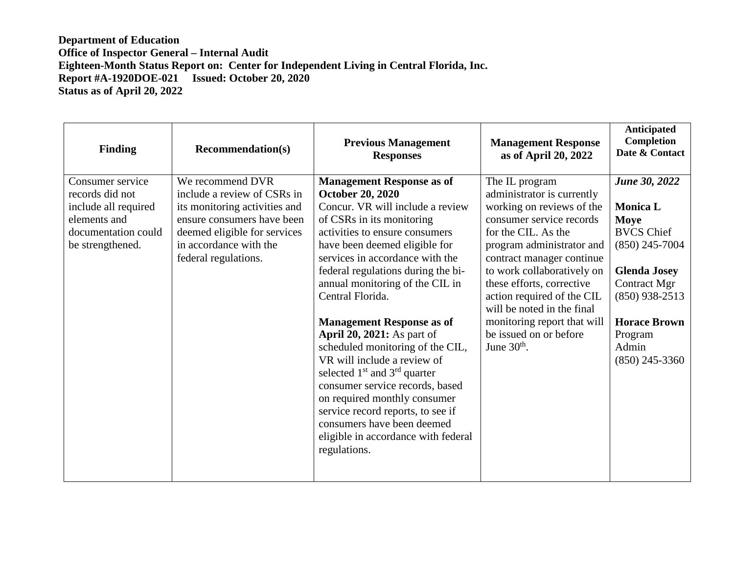**Department of Education**
**Office of Inspector General – Internal Audit**
**Eighteen-Month Status Report on: Center for Independent Living in Central Florida, Inc.**
**Report #A-1920DOE-021 Issued: October 20, 2020**
**Status as of April 20, 2022**

| Finding | Recommendation(s) | Previous Management Responses | Management Response as of April 20, 2022 | Anticipated Completion Date & Contact |
|---|---|---|---|---|
| Consumer service records did not include all required elements and documentation could be strengthened. | We recommend DVR include a review of CSRs in its monitoring activities and ensure consumers have been deemed eligible for services in accordance with the federal regulations. | **Management Response as of October 20, 2020**<br>Concur. VR will include a review of CSRs in its monitoring activities to ensure consumers have been deemed eligible for services in accordance with the federal regulations during the bi-annual monitoring of the CIL in Central Florida.<br><br>**Management Response as of April 20, 2021:** As part of scheduled monitoring of the CIL, VR will include a review of selected 1st and 3rd quarter consumer service records, based on required monthly consumer service record reports, to see if consumers have been deemed eligible in accordance with federal regulations. | The IL program administrator is currently working on reviews of the consumer service records for the CIL. As the program administrator and contract manager continue to work collaboratively on these efforts, corrective action required of the CIL will be noted in the final monitoring report that will be issued on or before June 30th. | ***June 30, 2022***<br><br>**Monica L Moye**<br>BVCS Chief<br>(850) 245-7004<br><br>**Glenda Josey**<br>Contract Mgr<br>(850) 938-2513<br><br>**Horace Brown**<br>Program Admin<br>(850) 245-3360 |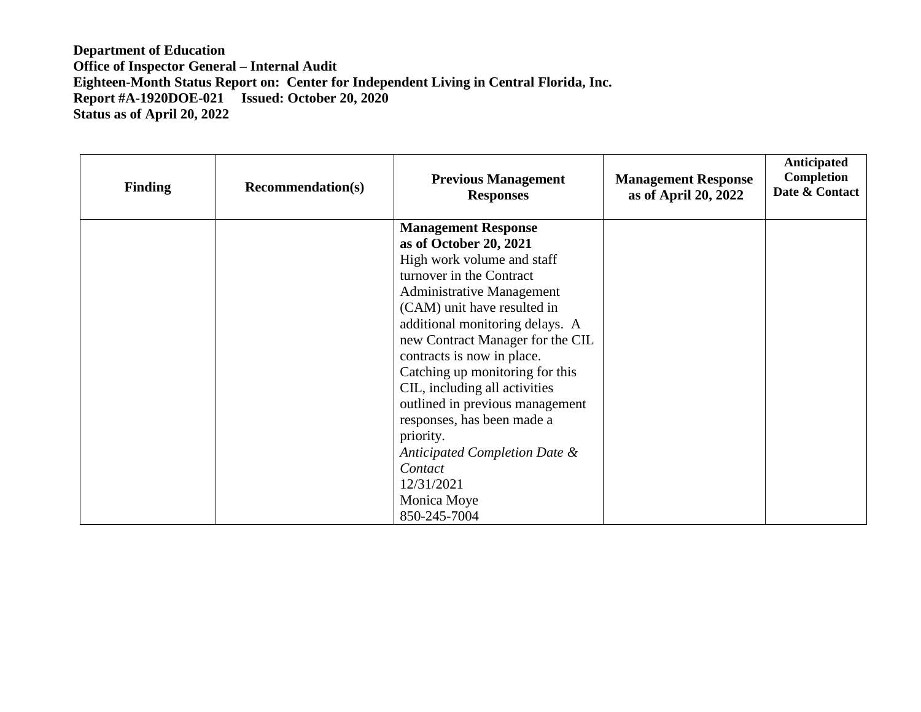**Department of Education**
**Office of Inspector General – Internal Audit**
**Eighteen-Month Status Report on: Center for Independent Living in Central Florida, Inc.**
**Report #A-1920DOE-021 Issued: October 20, 2020**
**Status as of April 20, 2022**

| Finding | Recommendation(s) | Previous Management Responses | Management Response as of April 20, 2022 | Anticipated Completion Date & Contact |
|---|---|---|---|---|
| | | **Management Response as of October 20, 2021**<br>High work volume and staff turnover in the Contract Administrative Management (CAM) unit have resulted in additional monitoring delays. A new Contract Manager for the CIL contracts is now in place. Catching up monitoring for this CIL, including all activities outlined in previous management responses, has been made a priority.<br>*Anticipated Completion Date & Contact*<br>12/31/2021<br>Monica Moye<br>850-245-7004 | | |